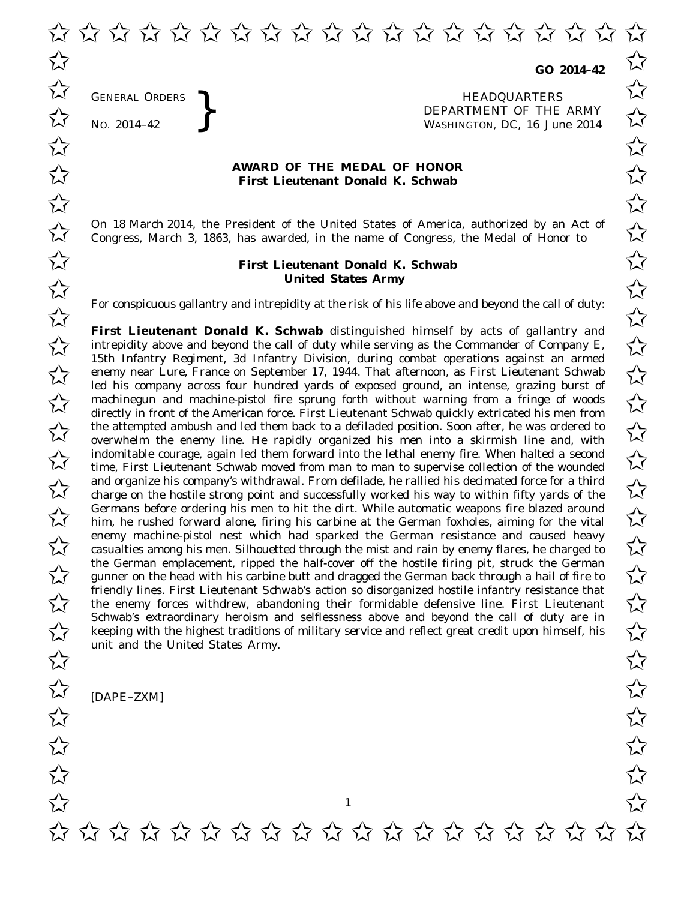**GO 2014–42**

GENERAL ORDERS
NO. 2014–42

HEADQUARTERS
DEPARTMENT OF THE ARMY
WASHINGTON, DC, 16 June 2014

**AWARD OF THE MEDAL OF HONOR**
**First Lieutenant Donald K. Schwab**

On 18 March 2014, the President of the United States of America, authorized by an Act of Congress, March 3, 1863, has awarded, in the name of Congress, the Medal of Honor to

**First Lieutenant Donald K. Schwab**
**United States Army**

For conspicuous gallantry and intrepidity at the risk of his life above and beyond the call of duty:

**First Lieutenant Donald K. Schwab** distinguished himself by acts of gallantry and intrepidity above and beyond the call of duty while serving as the Commander of Company E, 15th Infantry Regiment, 3d Infantry Division, during combat operations against an armed enemy near Lure, France on September 17, 1944. That afternoon, as First Lieutenant Schwab led his company across four hundred yards of exposed ground, an intense, grazing burst of machinegun and machine-pistol fire sprung forth without warning from a fringe of woods directly in front of the American force. First Lieutenant Schwab quickly extricated his men from the attempted ambush and led them back to a defiladed position. Soon after, he was ordered to overwhelm the enemy line. He rapidly organized his men into a skirmish line and, with indomitable courage, again led them forward into the lethal enemy fire. When halted a second time, First Lieutenant Schwab moved from man to man to supervise collection of the wounded and organize his company's withdrawal. From defilade, he rallied his decimated force for a third charge on the hostile strong point and successfully worked his way to within fifty yards of the Germans before ordering his men to hit the dirt. While automatic weapons fire blazed around him, he rushed forward alone, firing his carbine at the German foxholes, aiming for the vital enemy machine-pistol nest which had sparked the German resistance and caused heavy casualties among his men. Silhouetted through the mist and rain by enemy flares, he charged to the German emplacement, ripped the half-cover off the hostile firing pit, struck the German gunner on the head with his carbine butt and dragged the German back through a hail of fire to friendly lines. First Lieutenant Schwab's action so disorganized hostile infantry resistance that the enemy forces withdrew, abandoning their formidable defensive line. First Lieutenant Schwab's extraordinary heroism and selflessness above and beyond the call of duty are in keeping with the highest traditions of military service and reflect great credit upon himself, his unit and the United States Army.

[DAPE–ZXM]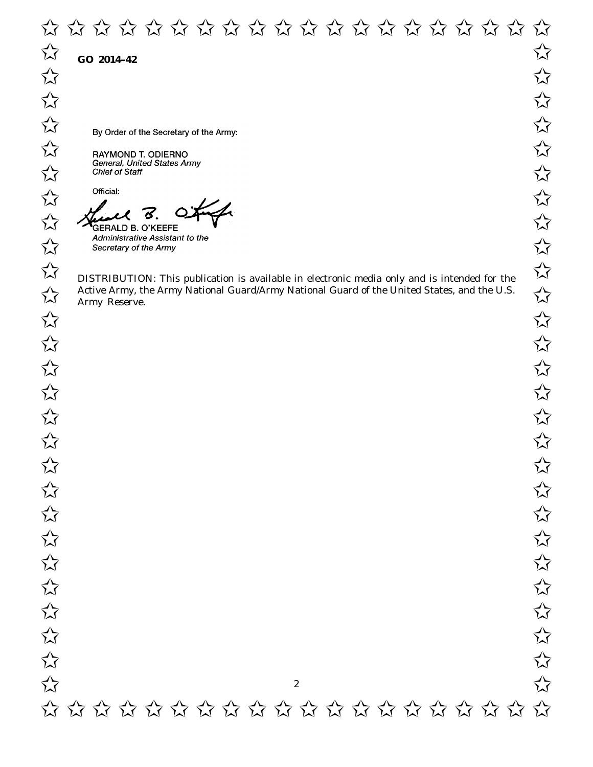**GO 2014–42**

By Order of the Secretary of the Army:

RAYMOND T. ODIERNO
*General, United States Army*
*Chief of Staff*

Official:

GERALD B. O'KEEFE
*Administrative Assistant to the*
*Secretary of the Army*

DISTRIBUTION: This publication is available in electronic media only and is intended for the Active Army, the Army National Guard/Army National Guard of the United States, and the U.S. Army Reserve.